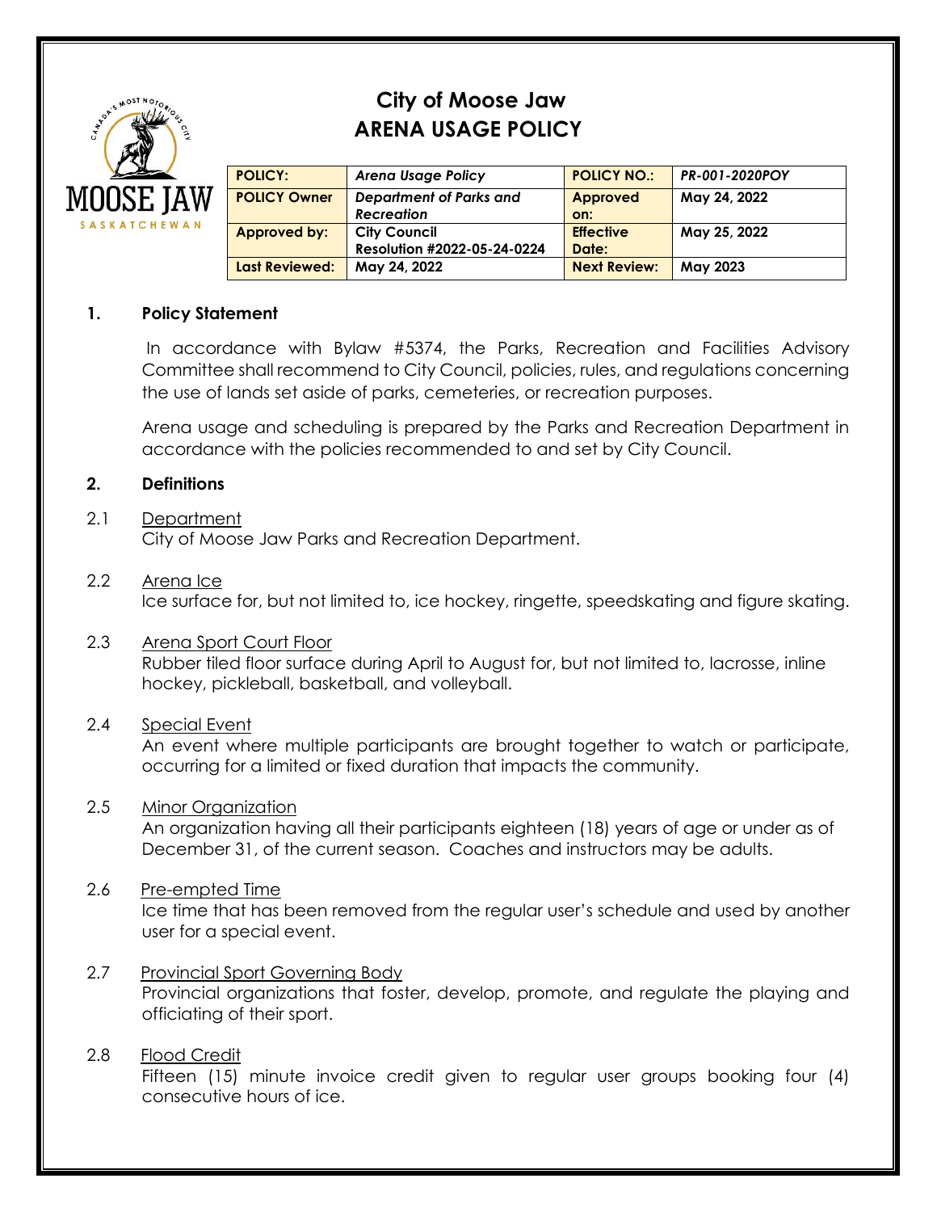# City of Moose Jaw
# ARENA USAGE POLICY

| POLICY: | *Arena Usage Policy* | POLICY NO.: | *PR-001-2020POY* |
|---|---|---|---|
| POLICY Owner | ***Department of Parks and Recreation*** | Approved on: | May 24, 2022 |
| Approved by: | **City Council Resolution #2022-05-24-0224** | Effective Date: | May 25, 2022 |
| Last Reviewed: | May 24, 2022 | Next Review: | May 2023 |

## 1. Policy Statement

In accordance with Bylaw #5374, the Parks, Recreation and Facilities Advisory Committee shall recommend to City Council, policies, rules, and regulations concerning the use of lands set aside of parks, cemeteries, or recreation purposes.

Arena usage and scheduling is prepared by the Parks and Recreation Department in accordance with the policies recommended to and set by City Council.

## 2. Definitions

2.1 Department
City of Moose Jaw Parks and Recreation Department.

2.2 Arena Ice
Ice surface for, but not limited to, ice hockey, ringette, speedskating and figure skating.

2.3 Arena Sport Court Floor
Rubber tiled floor surface during April to August for, but not limited to, lacrosse, inline hockey, pickleball, basketball, and volleyball.

2.4 Special Event
An event where multiple participants are brought together to watch or participate, occurring for a limited or fixed duration that impacts the community.

2.5 Minor Organization
An organization having all their participants eighteen (18) years of age or under as of December 31, of the current season. Coaches and instructors may be adults.

2.6 Pre-empted Time
Ice time that has been removed from the regular user's schedule and used by another user for a special event.

2.7 Provincial Sport Governing Body
Provincial organizations that foster, develop, promote, and regulate the playing and officiating of their sport.

2.8 Flood Credit
Fifteen (15) minute invoice credit given to regular user groups booking four (4) consecutive hours of ice.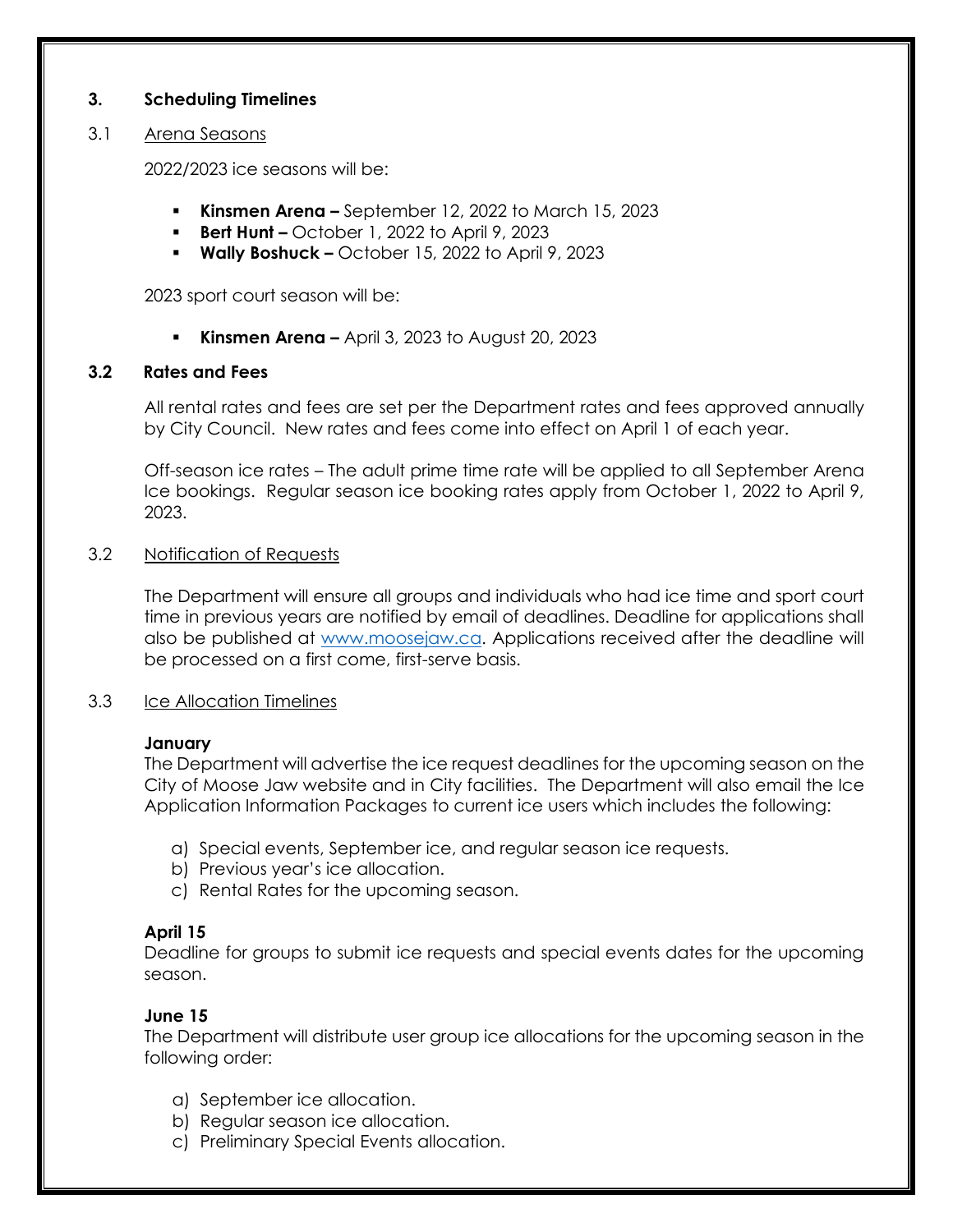## 3. Scheduling Timelines

3.1 Arena Seasons

2022/2023 ice seasons will be:

- **Kinsmen Arena –** September 12, 2022 to March 15, 2023
- **Bert Hunt –** October 1, 2022 to April 9, 2023
- **Wally Boshuck –** October 15, 2022 to April 9, 2023

2023 sport court season will be:

- **Kinsmen Arena –** April 3, 2023 to August 20, 2023

### 3.2 Rates and Fees

All rental rates and fees are set per the Department rates and fees approved annually by City Council. New rates and fees come into effect on April 1 of each year.

Off-season ice rates – The adult prime time rate will be applied to all September Arena Ice bookings. Regular season ice booking rates apply from October 1, 2022 to April 9, 2023.

3.2 Notification of Requests

The Department will ensure all groups and individuals who had ice time and sport court time in previous years are notified by email of deadlines. Deadline for applications shall also be published at www.moosejaw.ca. Applications received after the deadline will be processed on a first come, first-serve basis.

3.3 Ice Allocation Timelines

**January**
The Department will advertise the ice request deadlines for the upcoming season on the City of Moose Jaw website and in City facilities. The Department will also email the Ice Application Information Packages to current ice users which includes the following:

a) Special events, September ice, and regular season ice requests.
b) Previous year's ice allocation.
c) Rental Rates for the upcoming season.

**April 15**
Deadline for groups to submit ice requests and special events dates for the upcoming season.

**June 15**
The Department will distribute user group ice allocations for the upcoming season in the following order:

a) September ice allocation.
b) Regular season ice allocation.
c) Preliminary Special Events allocation.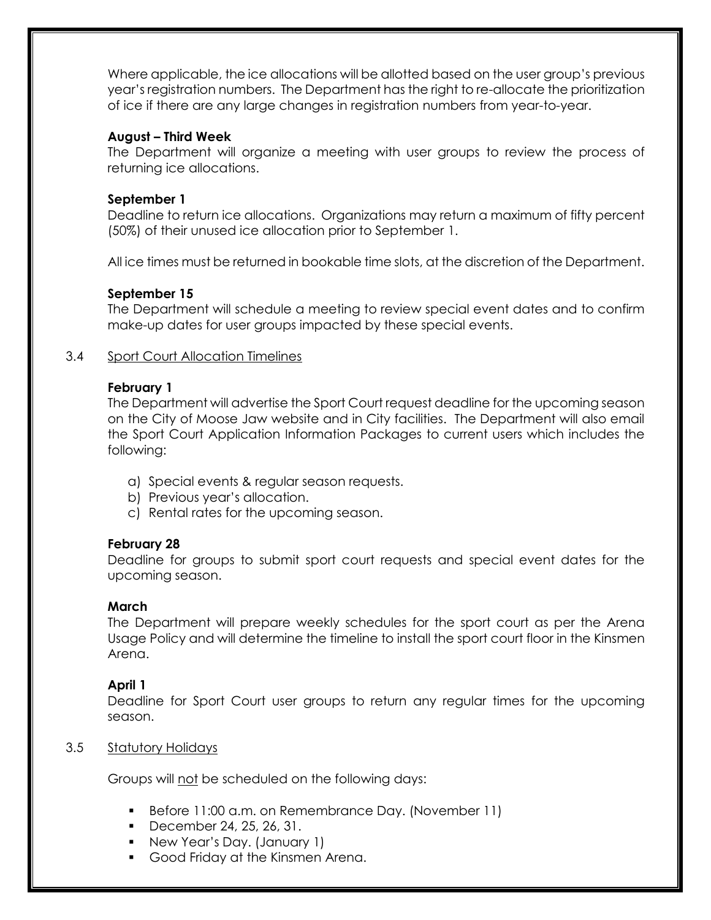Where applicable, the ice allocations will be allotted based on the user group's previous year's registration numbers. The Department has the right to re-allocate the prioritization of ice if there are any large changes in registration numbers from year-to-year.

**August – Third Week**
The Department will organize a meeting with user groups to review the process of returning ice allocations.

**September 1**
Deadline to return ice allocations. Organizations may return a maximum of fifty percent (50%) of their unused ice allocation prior to September 1.

All ice times must be returned in bookable time slots, at the discretion of the Department.

**September 15**
The Department will schedule a meeting to review special event dates and to confirm make-up dates for user groups impacted by these special events.

### 3.4 Sport Court Allocation Timelines

**February 1**
The Department will advertise the Sport Court request deadline for the upcoming season on the City of Moose Jaw website and in City facilities. The Department will also email the Sport Court Application Information Packages to current users which includes the following:

a) Special events & regular season requests.
b) Previous year's allocation.
c) Rental rates for the upcoming season.

**February 28**
Deadline for groups to submit sport court requests and special event dates for the upcoming season.

**March**
The Department will prepare weekly schedules for the sport court as per the Arena Usage Policy and will determine the timeline to install the sport court floor in the Kinsmen Arena.

**April 1**
Deadline for Sport Court user groups to return any regular times for the upcoming season.

### 3.5 Statutory Holidays

Groups will not be scheduled on the following days:

- Before 11:00 a.m. on Remembrance Day. (November 11)
- December 24, 25, 26, 31.
- New Year's Day. (January 1)
- Good Friday at the Kinsmen Arena.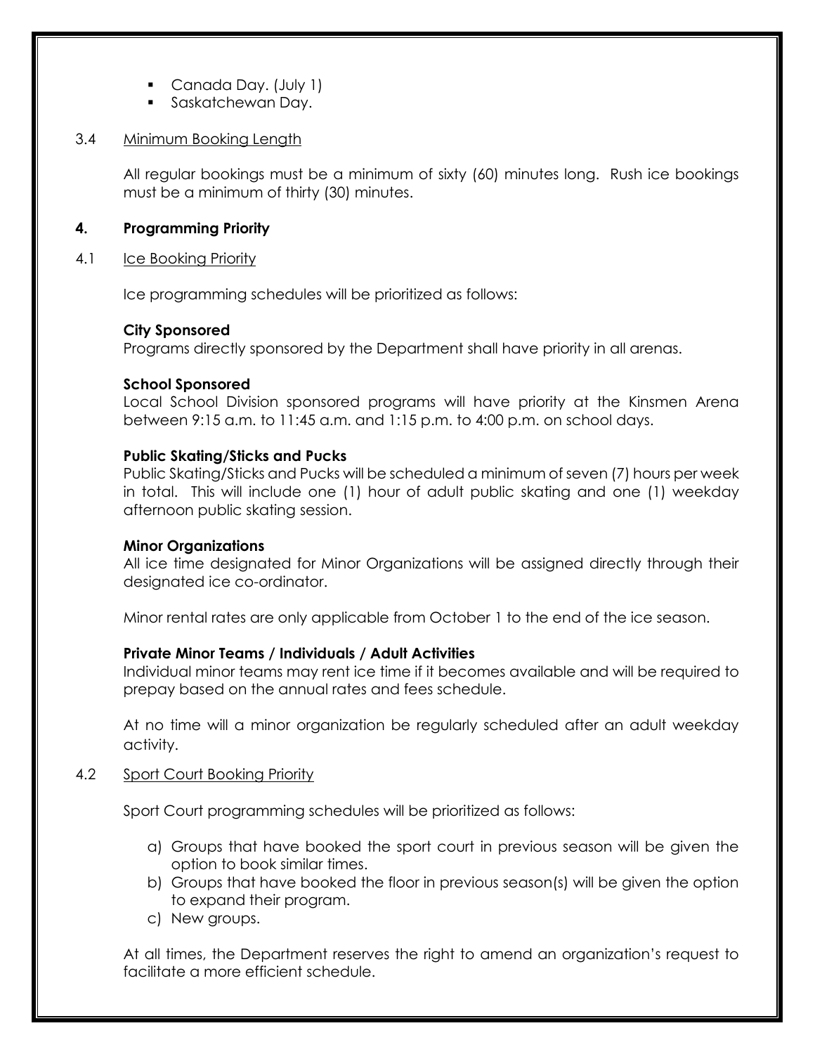- Canada Day. (July 1)
- Saskatchewan Day.

3.4 Minimum Booking Length

All regular bookings must be a minimum of sixty (60) minutes long. Rush ice bookings must be a minimum of thirty (30) minutes.

## 4. Programming Priority

4.1 Ice Booking Priority

Ice programming schedules will be prioritized as follows:

**City Sponsored**
Programs directly sponsored by the Department shall have priority in all arenas.

**School Sponsored**
Local School Division sponsored programs will have priority at the Kinsmen Arena between 9:15 a.m. to 11:45 a.m. and 1:15 p.m. to 4:00 p.m. on school days.

**Public Skating/Sticks and Pucks**
Public Skating/Sticks and Pucks will be scheduled a minimum of seven (7) hours per week in total. This will include one (1) hour of adult public skating and one (1) weekday afternoon public skating session.

**Minor Organizations**
All ice time designated for Minor Organizations will be assigned directly through their designated ice co-ordinator.

Minor rental rates are only applicable from October 1 to the end of the ice season.

**Private Minor Teams / Individuals / Adult Activities**
Individual minor teams may rent ice time if it becomes available and will be required to prepay based on the annual rates and fees schedule.

At no time will a minor organization be regularly scheduled after an adult weekday activity.

4.2 Sport Court Booking Priority

Sport Court programming schedules will be prioritized as follows:

a) Groups that have booked the sport court in previous season will be given the option to book similar times.
b) Groups that have booked the floor in previous season(s) will be given the option to expand their program.
c) New groups.

At all times, the Department reserves the right to amend an organization's request to facilitate a more efficient schedule.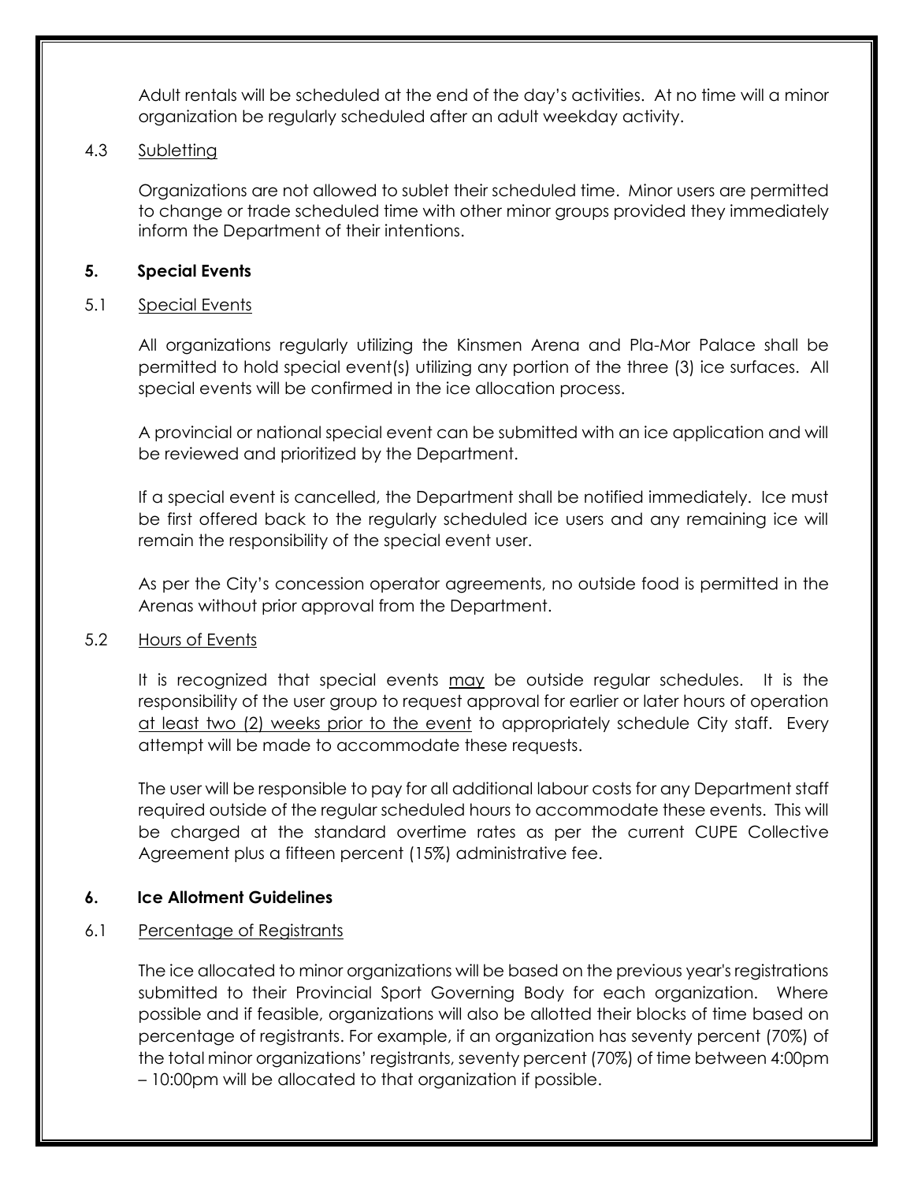Adult rentals will be scheduled at the end of the day's activities. At no time will a minor organization be regularly scheduled after an adult weekday activity.

4.3 Subletting

Organizations are not allowed to sublet their scheduled time. Minor users are permitted to change or trade scheduled time with other minor groups provided they immediately inform the Department of their intentions.

**5. Special Events**

5.1 Special Events

All organizations regularly utilizing the Kinsmen Arena and Pla-Mor Palace shall be permitted to hold special event(s) utilizing any portion of the three (3) ice surfaces. All special events will be confirmed in the ice allocation process.

A provincial or national special event can be submitted with an ice application and will be reviewed and prioritized by the Department.

If a special event is cancelled, the Department shall be notified immediately. Ice must be first offered back to the regularly scheduled ice users and any remaining ice will remain the responsibility of the special event user.

As per the City's concession operator agreements, no outside food is permitted in the Arenas without prior approval from the Department.

5.2 Hours of Events

It is recognized that special events may be outside regular schedules. It is the responsibility of the user group to request approval for earlier or later hours of operation at least two (2) weeks prior to the event to appropriately schedule City staff. Every attempt will be made to accommodate these requests.

The user will be responsible to pay for all additional labour costs for any Department staff required outside of the regular scheduled hours to accommodate these events. This will be charged at the standard overtime rates as per the current CUPE Collective Agreement plus a fifteen percent (15%) administrative fee.

**6. Ice Allotment Guidelines**

6.1 Percentage of Registrants

The ice allocated to minor organizations will be based on the previous year's registrations submitted to their Provincial Sport Governing Body for each organization. Where possible and if feasible, organizations will also be allotted their blocks of time based on percentage of registrants. For example, if an organization has seventy percent (70%) of the total minor organizations' registrants, seventy percent (70%) of time between 4:00pm – 10:00pm will be allocated to that organization if possible.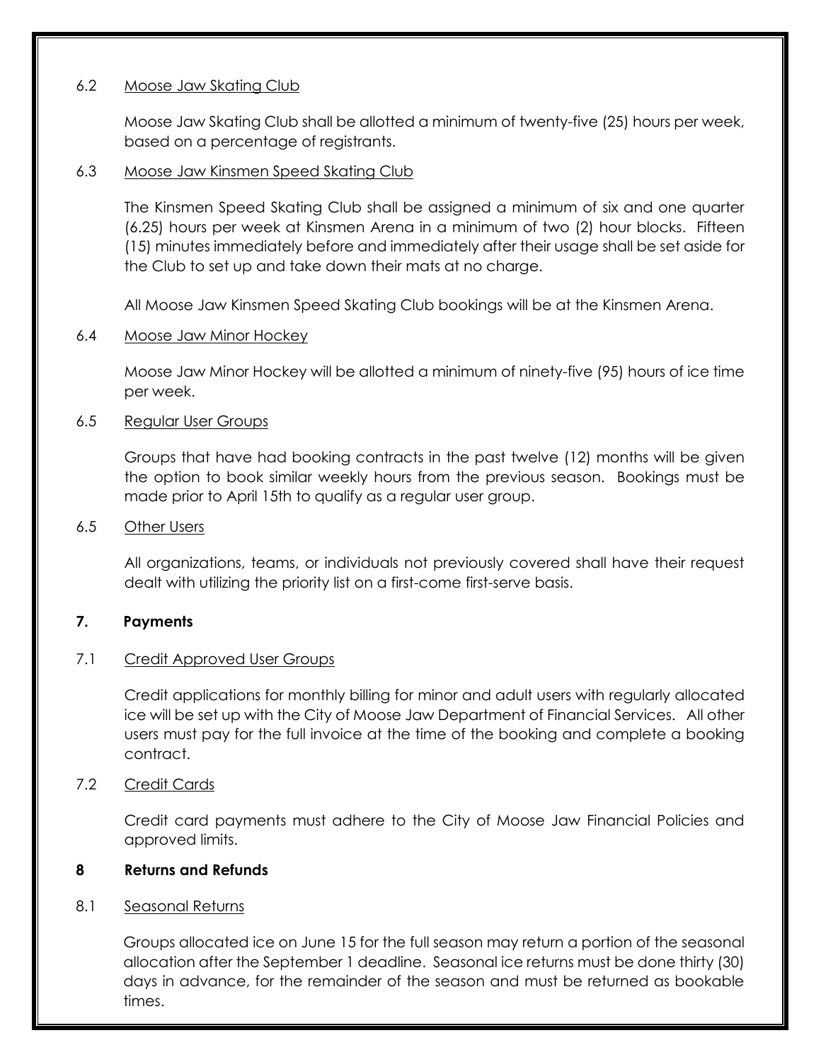### 6.2 Moose Jaw Skating Club

Moose Jaw Skating Club shall be allotted a minimum of twenty-five (25) hours per week, based on a percentage of registrants.

### 6.3 Moose Jaw Kinsmen Speed Skating Club

The Kinsmen Speed Skating Club shall be assigned a minimum of six and one quarter (6.25) hours per week at Kinsmen Arena in a minimum of two (2) hour blocks. Fifteen (15) minutes immediately before and immediately after their usage shall be set aside for the Club to set up and take down their mats at no charge.

All Moose Jaw Kinsmen Speed Skating Club bookings will be at the Kinsmen Arena.

### 6.4 Moose Jaw Minor Hockey

Moose Jaw Minor Hockey will be allotted a minimum of ninety-five (95) hours of ice time per week.

### 6.5 Regular User Groups

Groups that have had booking contracts in the past twelve (12) months will be given the option to book similar weekly hours from the previous season. Bookings must be made prior to April 15th to qualify as a regular user group.

### 6.5 Other Users

All organizations, teams, or individuals not previously covered shall have their request dealt with utilizing the priority list on a first-come first-serve basis.

## 7. Payments

### 7.1 Credit Approved User Groups

Credit applications for monthly billing for minor and adult users with regularly allocated ice will be set up with the City of Moose Jaw Department of Financial Services. All other users must pay for the full invoice at the time of the booking and complete a booking contract.

### 7.2 Credit Cards

Credit card payments must adhere to the City of Moose Jaw Financial Policies and approved limits.

## 8 Returns and Refunds

### 8.1 Seasonal Returns

Groups allocated ice on June 15 for the full season may return a portion of the seasonal allocation after the September 1 deadline. Seasonal ice returns must be done thirty (30) days in advance, for the remainder of the season and must be returned as bookable times.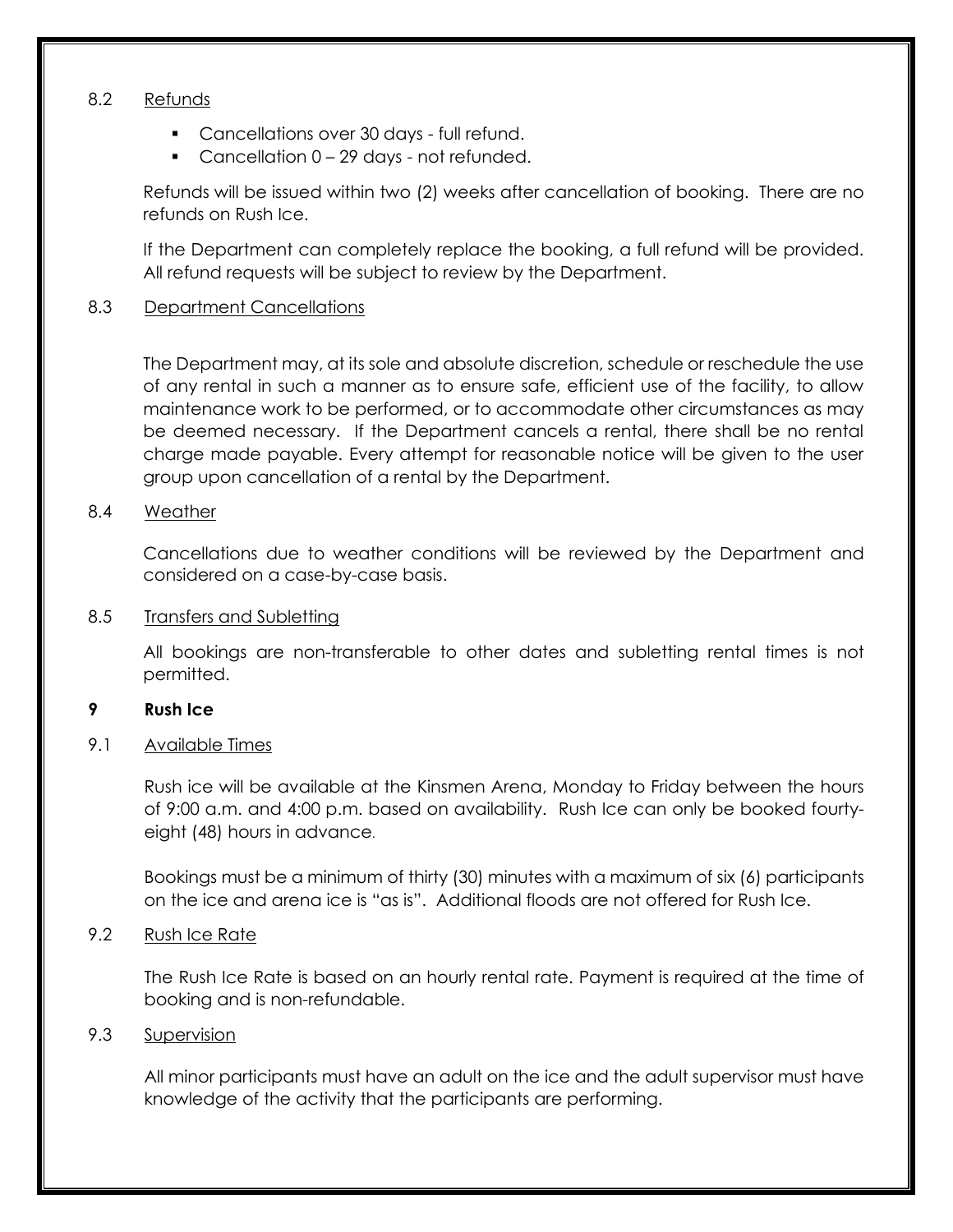### 8.2 Refunds

- Cancellations over 30 days - full refund.
- Cancellation 0 – 29 days - not refunded.

Refunds will be issued within two (2) weeks after cancellation of booking. There are no refunds on Rush Ice.

If the Department can completely replace the booking, a full refund will be provided. All refund requests will be subject to review by the Department.

### 8.3 Department Cancellations

The Department may, at its sole and absolute discretion, schedule or reschedule the use of any rental in such a manner as to ensure safe, efficient use of the facility, to allow maintenance work to be performed, or to accommodate other circumstances as may be deemed necessary. If the Department cancels a rental, there shall be no rental charge made payable. Every attempt for reasonable notice will be given to the user group upon cancellation of a rental by the Department.

### 8.4 Weather

Cancellations due to weather conditions will be reviewed by the Department and considered on a case-by-case basis.

### 8.5 Transfers and Subletting

All bookings are non-transferable to other dates and subletting rental times is not permitted.

## 9 Rush Ice

### 9.1 Available Times

Rush ice will be available at the Kinsmen Arena, Monday to Friday between the hours of 9:00 a.m. and 4:00 p.m. based on availability. Rush Ice can only be booked fourty-eight (48) hours in advance.

Bookings must be a minimum of thirty (30) minutes with a maximum of six (6) participants on the ice and arena ice is "as is". Additional floods are not offered for Rush Ice.

### 9.2 Rush Ice Rate

The Rush Ice Rate is based on an hourly rental rate. Payment is required at the time of booking and is non-refundable.

### 9.3 Supervision

All minor participants must have an adult on the ice and the adult supervisor must have knowledge of the activity that the participants are performing.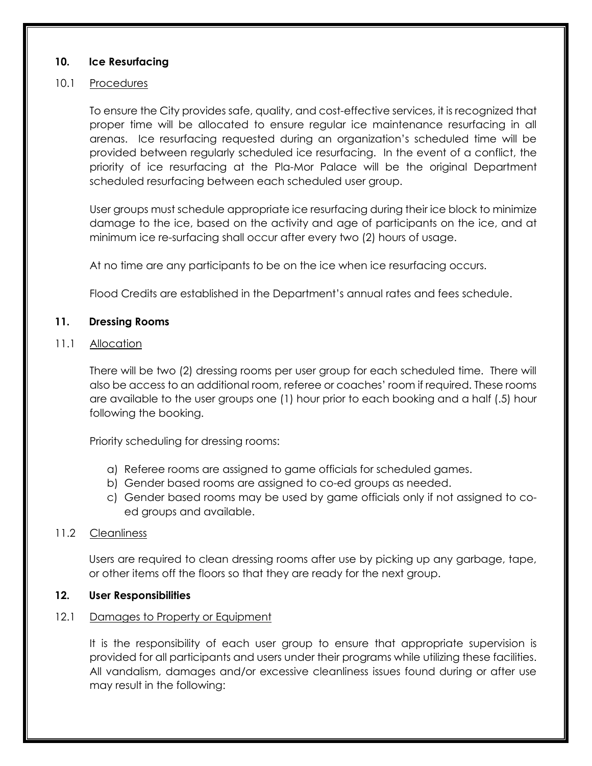## 10. Ice Resurfacing

### 10.1 Procedures

To ensure the City provides safe, quality, and cost-effective services, it is recognized that proper time will be allocated to ensure regular ice maintenance resurfacing in all arenas. Ice resurfacing requested during an organization's scheduled time will be provided between regularly scheduled ice resurfacing. In the event of a conflict, the priority of ice resurfacing at the Pla-Mor Palace will be the original Department scheduled resurfacing between each scheduled user group.

User groups must schedule appropriate ice resurfacing during their ice block to minimize damage to the ice, based on the activity and age of participants on the ice, and at minimum ice re-surfacing shall occur after every two (2) hours of usage.

At no time are any participants to be on the ice when ice resurfacing occurs.

Flood Credits are established in the Department's annual rates and fees schedule.

## 11. Dressing Rooms

### 11.1 Allocation

There will be two (2) dressing rooms per user group for each scheduled time. There will also be access to an additional room, referee or coaches' room if required. These rooms are available to the user groups one (1) hour prior to each booking and a half (.5) hour following the booking.

Priority scheduling for dressing rooms:

a) Referee rooms are assigned to game officials for scheduled games.
b) Gender based rooms are assigned to co-ed groups as needed.
c) Gender based rooms may be used by game officials only if not assigned to co-ed groups and available.

### 11.2 Cleanliness

Users are required to clean dressing rooms after use by picking up any garbage, tape, or other items off the floors so that they are ready for the next group.

## 12. User Responsibilities

### 12.1 Damages to Property or Equipment

It is the responsibility of each user group to ensure that appropriate supervision is provided for all participants and users under their programs while utilizing these facilities. All vandalism, damages and/or excessive cleanliness issues found during or after use may result in the following: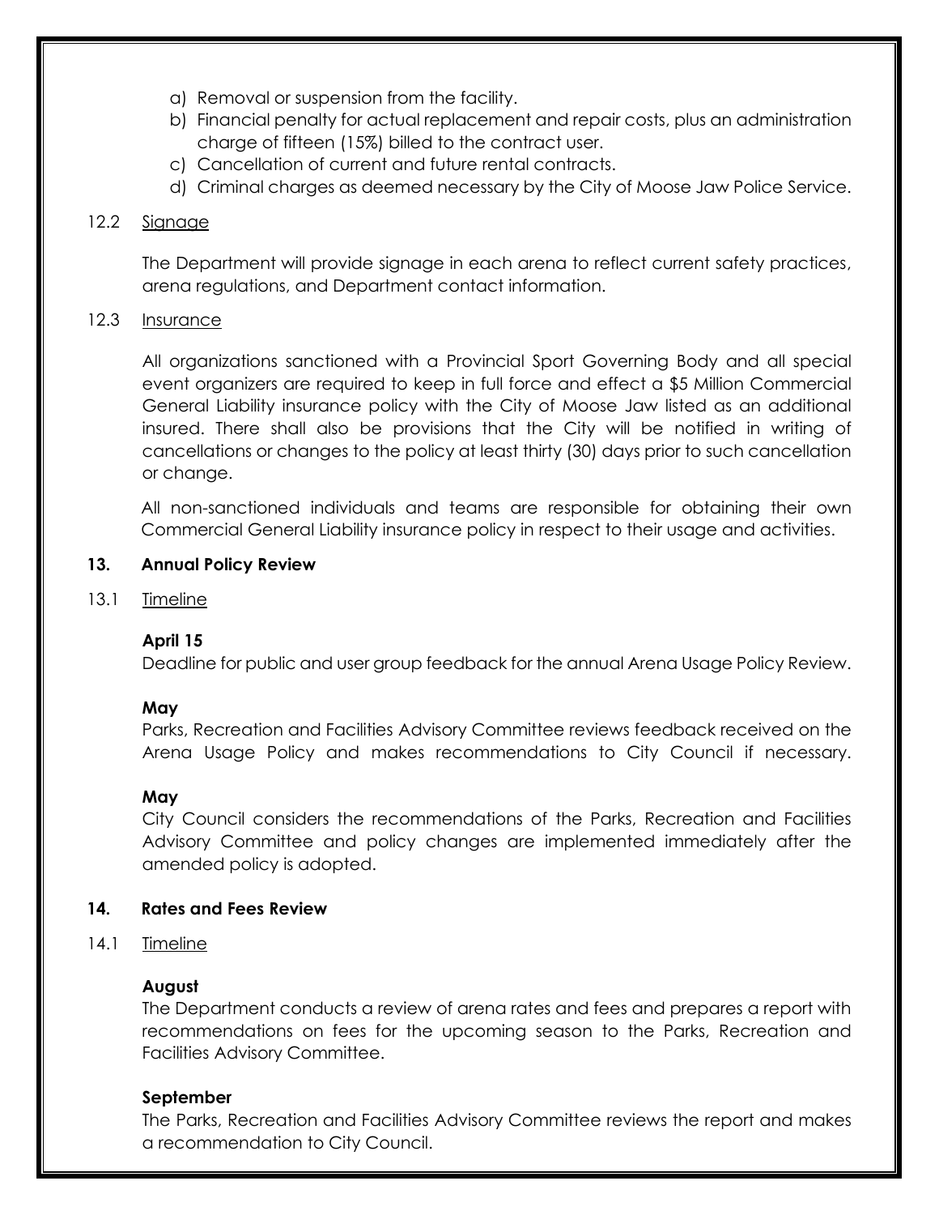a) Removal or suspension from the facility.
b) Financial penalty for actual replacement and repair costs, plus an administration charge of fifteen (15%) billed to the contract user.
c) Cancellation of current and future rental contracts.
d) Criminal charges as deemed necessary by the City of Moose Jaw Police Service.

12.2 Signage

The Department will provide signage in each arena to reflect current safety practices, arena regulations, and Department contact information.

12.3 Insurance

All organizations sanctioned with a Provincial Sport Governing Body and all special event organizers are required to keep in full force and effect a $5 Million Commercial General Liability insurance policy with the City of Moose Jaw listed as an additional insured. There shall also be provisions that the City will be notified in writing of cancellations or changes to the policy at least thirty (30) days prior to such cancellation or change.

All non-sanctioned individuals and teams are responsible for obtaining their own Commercial General Liability insurance policy in respect to their usage and activities.

## 13. Annual Policy Review

13.1 Timeline

**April 15**
Deadline for public and user group feedback for the annual Arena Usage Policy Review.

**May**
Parks, Recreation and Facilities Advisory Committee reviews feedback received on the Arena Usage Policy and makes recommendations to City Council if necessary.

**May**
City Council considers the recommendations of the Parks, Recreation and Facilities Advisory Committee and policy changes are implemented immediately after the amended policy is adopted.

## 14. Rates and Fees Review

14.1 Timeline

**August**
The Department conducts a review of arena rates and fees and prepares a report with recommendations on fees for the upcoming season to the Parks, Recreation and Facilities Advisory Committee.

**September**
The Parks, Recreation and Facilities Advisory Committee reviews the report and makes a recommendation to City Council.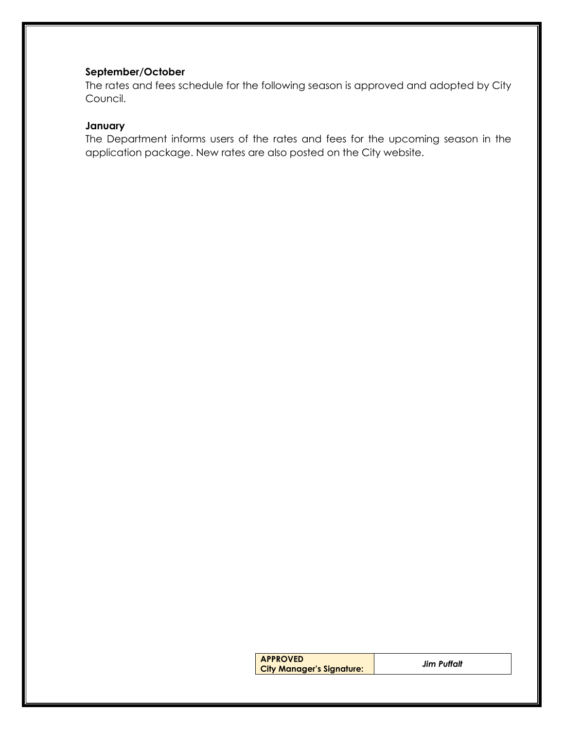**September/October**

The rates and fees schedule for the following season is approved and adopted by City Council.

**January**

The Department informs users of the rates and fees for the upcoming season in the application package. New rates are also posted on the City website.

| | |
|---|---|
| **APPROVED City Manager's Signature:** | ***Jim Puffalt*** |